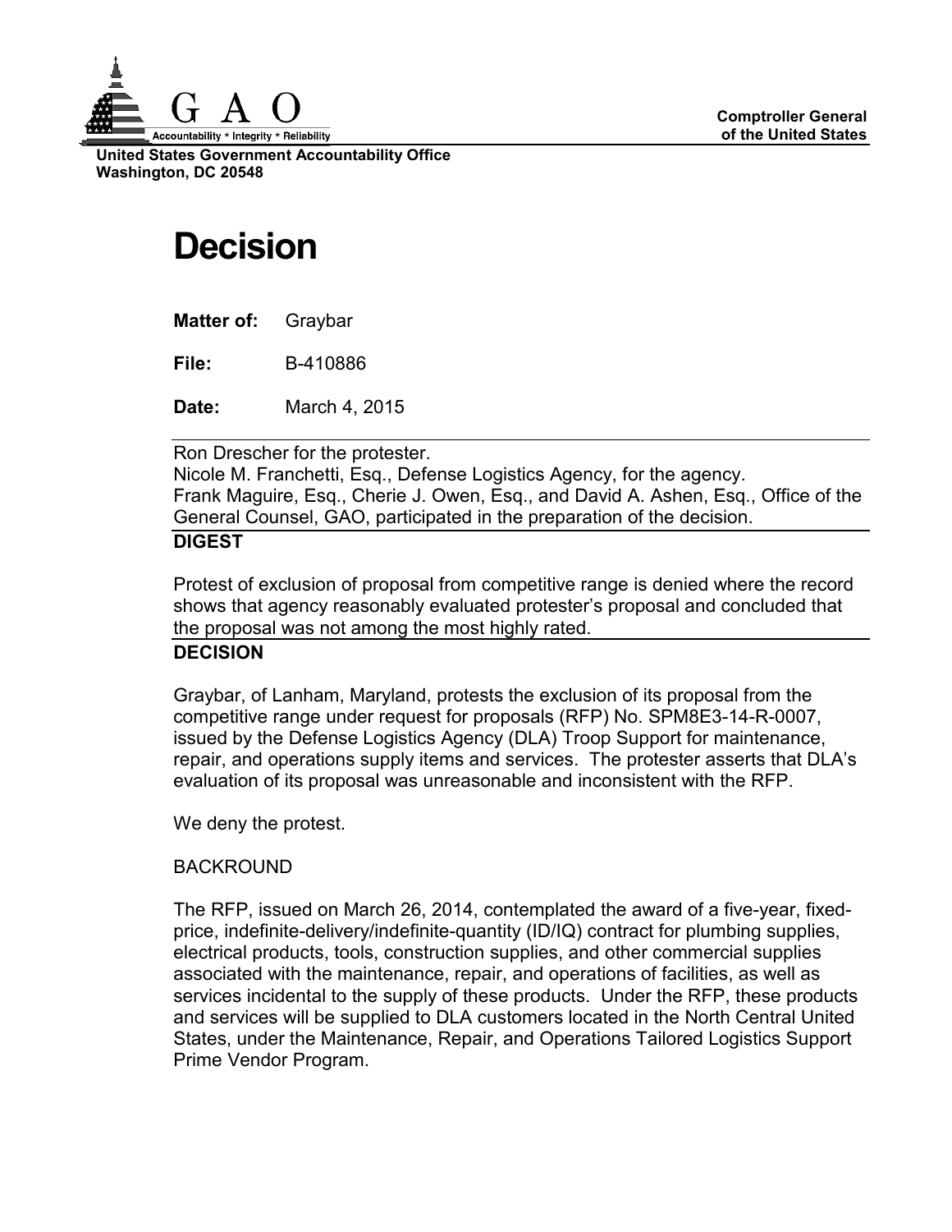Comptroller General of the United States

United States Government Accountability Office
Washington, DC 20548

# Decision

**Matter of:** Graybar

**File:** B-410886

**Date:** March 4, 2015

Ron Drescher for the protester.
Nicole M. Franchetti, Esq., Defense Logistics Agency, for the agency.
Frank Maguire, Esq., Cherie J. Owen, Esq., and David A. Ashen, Esq., Office of the General Counsel, GAO, participated in the preparation of the decision.

## DIGEST

Protest of exclusion of proposal from competitive range is denied where the record shows that agency reasonably evaluated protester's proposal and concluded that the proposal was not among the most highly rated.

## DECISION

Graybar, of Lanham, Maryland, protests the exclusion of its proposal from the competitive range under request for proposals (RFP) No. SPM8E3-14-R-0007, issued by the Defense Logistics Agency (DLA) Troop Support for maintenance, repair, and operations supply items and services. The protester asserts that DLA's evaluation of its proposal was unreasonable and inconsistent with the RFP.

We deny the protest.

BACKROUND

The RFP, issued on March 26, 2014, contemplated the award of a five-year, fixed-price, indefinite-delivery/indefinite-quantity (ID/IQ) contract for plumbing supplies, electrical products, tools, construction supplies, and other commercial supplies associated with the maintenance, repair, and operations of facilities, as well as services incidental to the supply of these products. Under the RFP, these products and services will be supplied to DLA customers located in the North Central United States, under the Maintenance, Repair, and Operations Tailored Logistics Support Prime Vendor Program.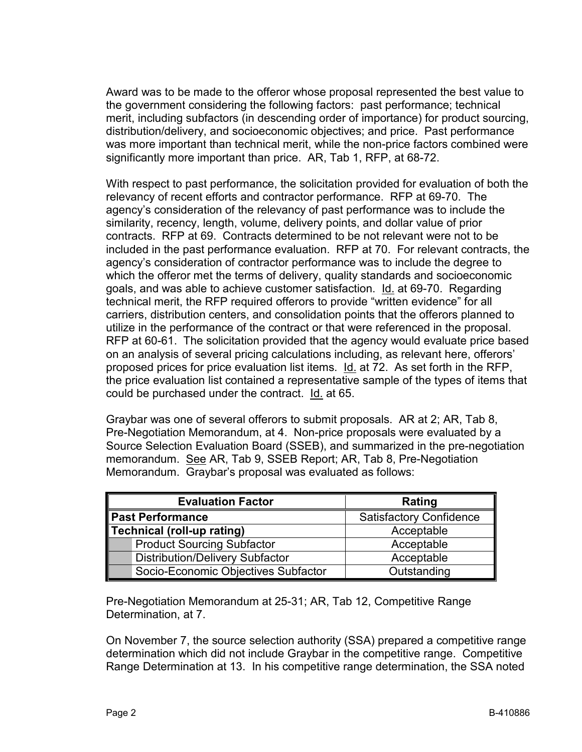Award was to be made to the offeror whose proposal represented the best value to the government considering the following factors: past performance; technical merit, including subfactors (in descending order of importance) for product sourcing, distribution/delivery, and socioeconomic objectives; and price. Past performance was more important than technical merit, while the non-price factors combined were significantly more important than price. AR, Tab 1, RFP, at 68-72.

With respect to past performance, the solicitation provided for evaluation of both the relevancy of recent efforts and contractor performance. RFP at 69-70. The agency's consideration of the relevancy of past performance was to include the similarity, recency, length, volume, delivery points, and dollar value of prior contracts. RFP at 69. Contracts determined to be not relevant were not to be included in the past performance evaluation. RFP at 70. For relevant contracts, the agency's consideration of contractor performance was to include the degree to which the offeror met the terms of delivery, quality standards and socioeconomic goals, and was able to achieve customer satisfaction. Id. at 69-70. Regarding technical merit, the RFP required offerors to provide "written evidence" for all carriers, distribution centers, and consolidation points that the offerors planned to utilize in the performance of the contract or that were referenced in the proposal. RFP at 60-61. The solicitation provided that the agency would evaluate price based on an analysis of several pricing calculations including, as relevant here, offerors' proposed prices for price evaluation list items. Id. at 72. As set forth in the RFP, the price evaluation list contained a representative sample of the types of items that could be purchased under the contract. Id. at 65.

Graybar was one of several offerors to submit proposals. AR at 2; AR, Tab 8, Pre-Negotiation Memorandum, at 4. Non-price proposals were evaluated by a Source Selection Evaluation Board (SSEB), and summarized in the pre-negotiation memorandum. See AR, Tab 9, SSEB Report; AR, Tab 8, Pre-Negotiation Memorandum. Graybar's proposal was evaluated as follows:

| Evaluation Factor | Rating |
|---|---|
| **Past Performance** | Satisfactory Confidence |
| **Technical (roll-up rating)** | Acceptable |
| Product Sourcing Subfactor | Acceptable |
| Distribution/Delivery Subfactor | Acceptable |
| Socio-Economic Objectives Subfactor | Outstanding |

Pre-Negotiation Memorandum at 25-31; AR, Tab 12, Competitive Range Determination, at 7.

On November 7, the source selection authority (SSA) prepared a competitive range determination which did not include Graybar in the competitive range. Competitive Range Determination at 13. In his competitive range determination, the SSA noted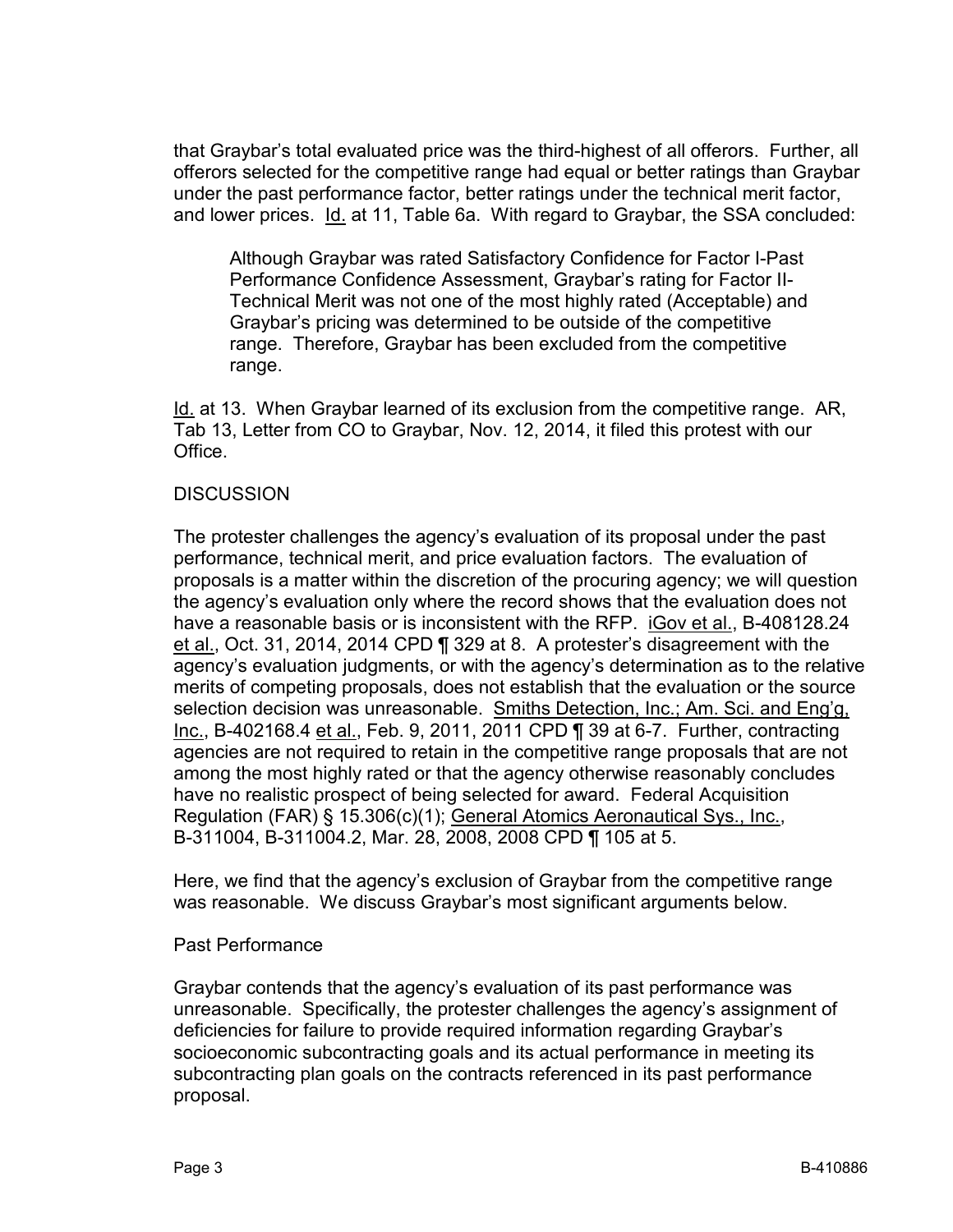that Graybar's total evaluated price was the third-highest of all offerors. Further, all offerors selected for the competitive range had equal or better ratings than Graybar under the past performance factor, better ratings under the technical merit factor, and lower prices. Id. at 11, Table 6a. With regard to Graybar, the SSA concluded:

> Although Graybar was rated Satisfactory Confidence for Factor I-Past Performance Confidence Assessment, Graybar's rating for Factor II-Technical Merit was not one of the most highly rated (Acceptable) and Graybar's pricing was determined to be outside of the competitive range. Therefore, Graybar has been excluded from the competitive range.

Id. at 13. When Graybar learned of its exclusion from the competitive range. AR, Tab 13, Letter from CO to Graybar, Nov. 12, 2014, it filed this protest with our Office.

## DISCUSSION

The protester challenges the agency's evaluation of its proposal under the past performance, technical merit, and price evaluation factors. The evaluation of proposals is a matter within the discretion of the procuring agency; we will question the agency's evaluation only where the record shows that the evaluation does not have a reasonable basis or is inconsistent with the RFP. iGov et al., B-408128.24 et al., Oct. 31, 2014, 2014 CPD ¶ 329 at 8. A protester's disagreement with the agency's evaluation judgments, or with the agency's determination as to the relative merits of competing proposals, does not establish that the evaluation or the source selection decision was unreasonable. Smiths Detection, Inc.; Am. Sci. and Eng'g, Inc., B-402168.4 et al., Feb. 9, 2011, 2011 CPD ¶ 39 at 6-7. Further, contracting agencies are not required to retain in the competitive range proposals that are not among the most highly rated or that the agency otherwise reasonably concludes have no realistic prospect of being selected for award. Federal Acquisition Regulation (FAR) § 15.306(c)(1); General Atomics Aeronautical Sys., Inc., B-311004, B-311004.2, Mar. 28, 2008, 2008 CPD ¶ 105 at 5.

Here, we find that the agency's exclusion of Graybar from the competitive range was reasonable. We discuss Graybar's most significant arguments below.

### Past Performance

Graybar contends that the agency's evaluation of its past performance was unreasonable. Specifically, the protester challenges the agency's assignment of deficiencies for failure to provide required information regarding Graybar's socioeconomic subcontracting goals and its actual performance in meeting its subcontracting plan goals on the contracts referenced in its past performance proposal.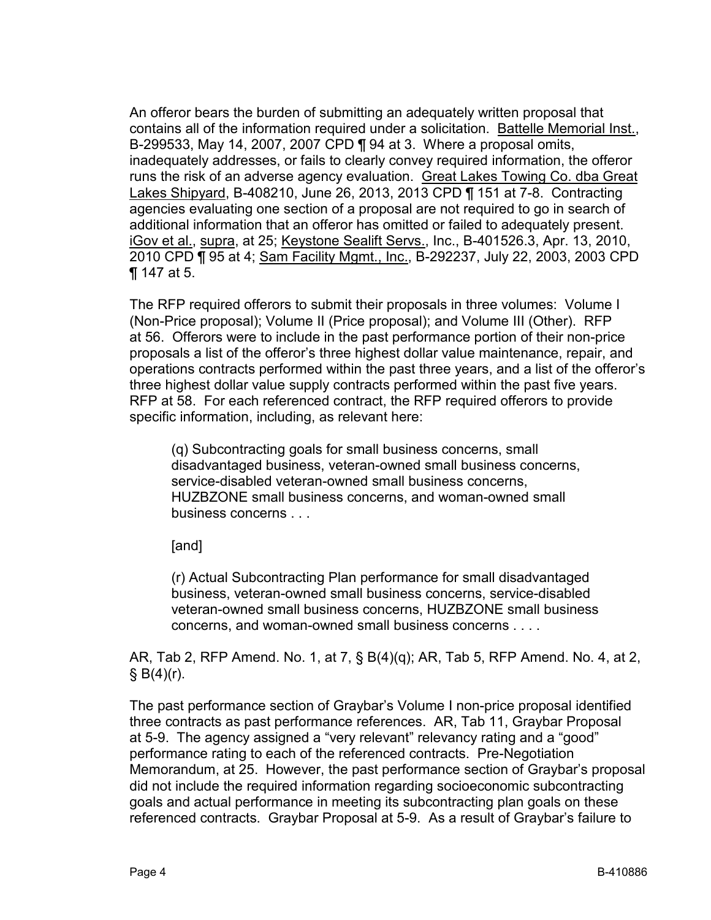An offeror bears the burden of submitting an adequately written proposal that contains all of the information required under a solicitation. Battelle Memorial Inst., B-299533, May 14, 2007, 2007 CPD ¶ 94 at 3. Where a proposal omits, inadequately addresses, or fails to clearly convey required information, the offeror runs the risk of an adverse agency evaluation. Great Lakes Towing Co. dba Great Lakes Shipyard, B-408210, June 26, 2013, 2013 CPD ¶ 151 at 7-8. Contracting agencies evaluating one section of a proposal are not required to go in search of additional information that an offeror has omitted or failed to adequately present. iGov et al., supra, at 25; Keystone Sealift Servs., Inc., B-401526.3, Apr. 13, 2010, 2010 CPD ¶ 95 at 4; Sam Facility Mgmt., Inc., B-292237, July 22, 2003, 2003 CPD ¶ 147 at 5.

The RFP required offerors to submit their proposals in three volumes: Volume I (Non-Price proposal); Volume II (Price proposal); and Volume III (Other). RFP at 56. Offerors were to include in the past performance portion of their non-price proposals a list of the offeror's three highest dollar value maintenance, repair, and operations contracts performed within the past three years, and a list of the offeror's three highest dollar value supply contracts performed within the past five years. RFP at 58. For each referenced contract, the RFP required offerors to provide specific information, including, as relevant here:

> (q) Subcontracting goals for small business concerns, small disadvantaged business, veteran-owned small business concerns, service-disabled veteran-owned small business concerns, HUZBZONE small business concerns, and woman-owned small business concerns . . .
>
> [and]
>
> (r) Actual Subcontracting Plan performance for small disadvantaged business, veteran-owned small business concerns, service-disabled veteran-owned small business concerns, HUZBZONE small business concerns, and woman-owned small business concerns . . . .

AR, Tab 2, RFP Amend. No. 1, at 7, § B(4)(q); AR, Tab 5, RFP Amend. No. 4, at 2, § B(4)(r).

The past performance section of Graybar's Volume I non-price proposal identified three contracts as past performance references. AR, Tab 11, Graybar Proposal at 5-9. The agency assigned a "very relevant" relevancy rating and a "good" performance rating to each of the referenced contracts. Pre-Negotiation Memorandum, at 25. However, the past performance section of Graybar's proposal did not include the required information regarding socioeconomic subcontracting goals and actual performance in meeting its subcontracting plan goals on these referenced contracts. Graybar Proposal at 5-9. As a result of Graybar's failure to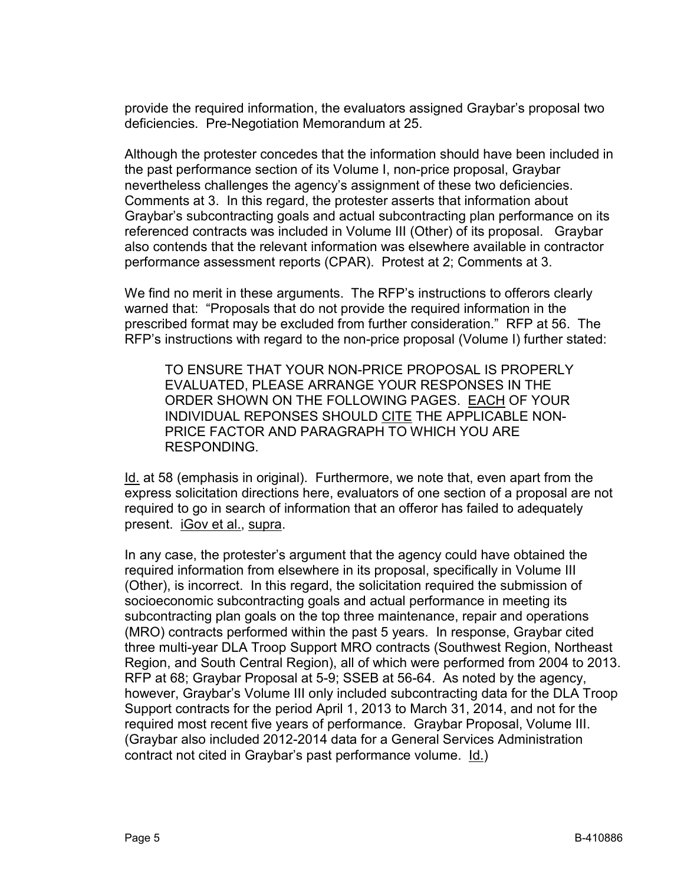provide the required information, the evaluators assigned Graybar's proposal two deficiencies. Pre-Negotiation Memorandum at 25.

Although the protester concedes that the information should have been included in the past performance section of its Volume I, non-price proposal, Graybar nevertheless challenges the agency's assignment of these two deficiencies. Comments at 3. In this regard, the protester asserts that information about Graybar's subcontracting goals and actual subcontracting plan performance on its referenced contracts was included in Volume III (Other) of its proposal. Graybar also contends that the relevant information was elsewhere available in contractor performance assessment reports (CPAR). Protest at 2; Comments at 3.

We find no merit in these arguments. The RFP's instructions to offerors clearly warned that: "Proposals that do not provide the required information in the prescribed format may be excluded from further consideration." RFP at 56. The RFP's instructions with regard to the non-price proposal (Volume I) further stated:

> TO ENSURE THAT YOUR NON-PRICE PROPOSAL IS PROPERLY EVALUATED, PLEASE ARRANGE YOUR RESPONSES IN THE ORDER SHOWN ON THE FOLLOWING PAGES. <u>EACH</u> OF YOUR INDIVIDUAL REPONSES SHOULD <u>CITE</u> THE APPLICABLE NON-PRICE FACTOR AND PARAGRAPH TO WHICH YOU ARE RESPONDING.

<u>Id.</u> at 58 (emphasis in original). Furthermore, we note that, even apart from the express solicitation directions here, evaluators of one section of a proposal are not required to go in search of information that an offeror has failed to adequately present. <u>iGov et al.</u>, <u>supra</u>.

In any case, the protester's argument that the agency could have obtained the required information from elsewhere in its proposal, specifically in Volume III (Other), is incorrect. In this regard, the solicitation required the submission of socioeconomic subcontracting goals and actual performance in meeting its subcontracting plan goals on the top three maintenance, repair and operations (MRO) contracts performed within the past 5 years. In response, Graybar cited three multi-year DLA Troop Support MRO contracts (Southwest Region, Northeast Region, and South Central Region), all of which were performed from 2004 to 2013. RFP at 68; Graybar Proposal at 5-9; SSEB at 56-64. As noted by the agency, however, Graybar's Volume III only included subcontracting data for the DLA Troop Support contracts for the period April 1, 2013 to March 31, 2014, and not for the required most recent five years of performance. Graybar Proposal, Volume III. (Graybar also included 2012-2014 data for a General Services Administration contract not cited in Graybar's past performance volume. <u>Id.</u>)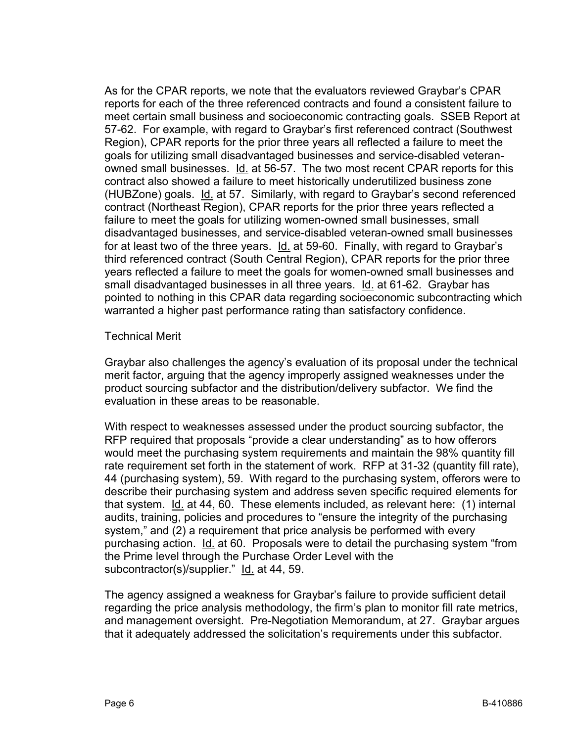As for the CPAR reports, we note that the evaluators reviewed Graybar's CPAR reports for each of the three referenced contracts and found a consistent failure to meet certain small business and socioeconomic contracting goals. SSEB Report at 57-62. For example, with regard to Graybar's first referenced contract (Southwest Region), CPAR reports for the prior three years all reflected a failure to meet the goals for utilizing small disadvantaged businesses and service-disabled veteran-owned small businesses. Id. at 56-57. The two most recent CPAR reports for this contract also showed a failure to meet historically underutilized business zone (HUBZone) goals. Id. at 57. Similarly, with regard to Graybar's second referenced contract (Northeast Region), CPAR reports for the prior three years reflected a failure to meet the goals for utilizing women-owned small businesses, small disadvantaged businesses, and service-disabled veteran-owned small businesses for at least two of the three years. Id. at 59-60. Finally, with regard to Graybar's third referenced contract (South Central Region), CPAR reports for the prior three years reflected a failure to meet the goals for women-owned small businesses and small disadvantaged businesses in all three years. Id. at 61-62. Graybar has pointed to nothing in this CPAR data regarding socioeconomic subcontracting which warranted a higher past performance rating than satisfactory confidence.

Technical Merit

Graybar also challenges the agency's evaluation of its proposal under the technical merit factor, arguing that the agency improperly assigned weaknesses under the product sourcing subfactor and the distribution/delivery subfactor. We find the evaluation in these areas to be reasonable.

With respect to weaknesses assessed under the product sourcing subfactor, the RFP required that proposals "provide a clear understanding" as to how offerors would meet the purchasing system requirements and maintain the 98% quantity fill rate requirement set forth in the statement of work. RFP at 31-32 (quantity fill rate), 44 (purchasing system), 59. With regard to the purchasing system, offerors were to describe their purchasing system and address seven specific required elements for that system. Id. at 44, 60. These elements included, as relevant here: (1) internal audits, training, policies and procedures to "ensure the integrity of the purchasing system," and (2) a requirement that price analysis be performed with every purchasing action. Id. at 60. Proposals were to detail the purchasing system "from the Prime level through the Purchase Order Level with the subcontractor(s)/supplier." Id. at 44, 59.

The agency assigned a weakness for Graybar's failure to provide sufficient detail regarding the price analysis methodology, the firm's plan to monitor fill rate metrics, and management oversight. Pre-Negotiation Memorandum, at 27. Graybar argues that it adequately addressed the solicitation's requirements under this subfactor.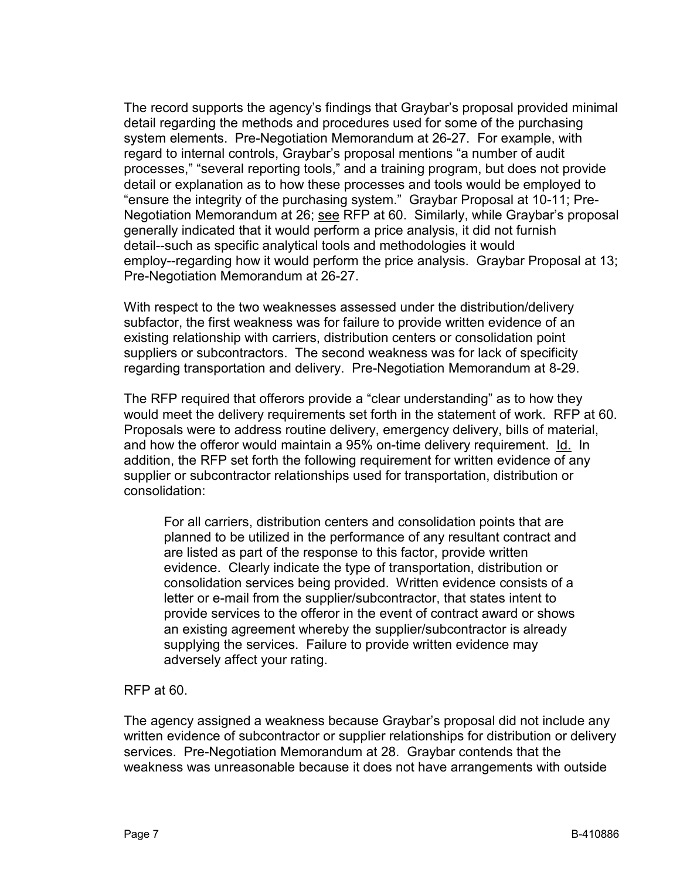The record supports the agency's findings that Graybar's proposal provided minimal detail regarding the methods and procedures used for some of the purchasing system elements. Pre-Negotiation Memorandum at 26-27. For example, with regard to internal controls, Graybar's proposal mentions "a number of audit processes," "several reporting tools," and a training program, but does not provide detail or explanation as to how these processes and tools would be employed to "ensure the integrity of the purchasing system." Graybar Proposal at 10-11; Pre-Negotiation Memorandum at 26; see RFP at 60. Similarly, while Graybar's proposal generally indicated that it would perform a price analysis, it did not furnish detail--such as specific analytical tools and methodologies it would employ--regarding how it would perform the price analysis. Graybar Proposal at 13; Pre-Negotiation Memorandum at 26-27.

With respect to the two weaknesses assessed under the distribution/delivery subfactor, the first weakness was for failure to provide written evidence of an existing relationship with carriers, distribution centers or consolidation point suppliers or subcontractors. The second weakness was for lack of specificity regarding transportation and delivery. Pre-Negotiation Memorandum at 8-29.

The RFP required that offerors provide a "clear understanding" as to how they would meet the delivery requirements set forth in the statement of work. RFP at 60. Proposals were to address routine delivery, emergency delivery, bills of material, and how the offeror would maintain a 95% on-time delivery requirement. Id. In addition, the RFP set forth the following requirement for written evidence of any supplier or subcontractor relationships used for transportation, distribution or consolidation:

> For all carriers, distribution centers and consolidation points that are planned to be utilized in the performance of any resultant contract and are listed as part of the response to this factor, provide written evidence. Clearly indicate the type of transportation, distribution or consolidation services being provided. Written evidence consists of a letter or e-mail from the supplier/subcontractor, that states intent to provide services to the offeror in the event of contract award or shows an existing agreement whereby the supplier/subcontractor is already supplying the services. Failure to provide written evidence may adversely affect your rating.

RFP at 60.

The agency assigned a weakness because Graybar's proposal did not include any written evidence of subcontractor or supplier relationships for distribution or delivery services. Pre-Negotiation Memorandum at 28. Graybar contends that the weakness was unreasonable because it does not have arrangements with outside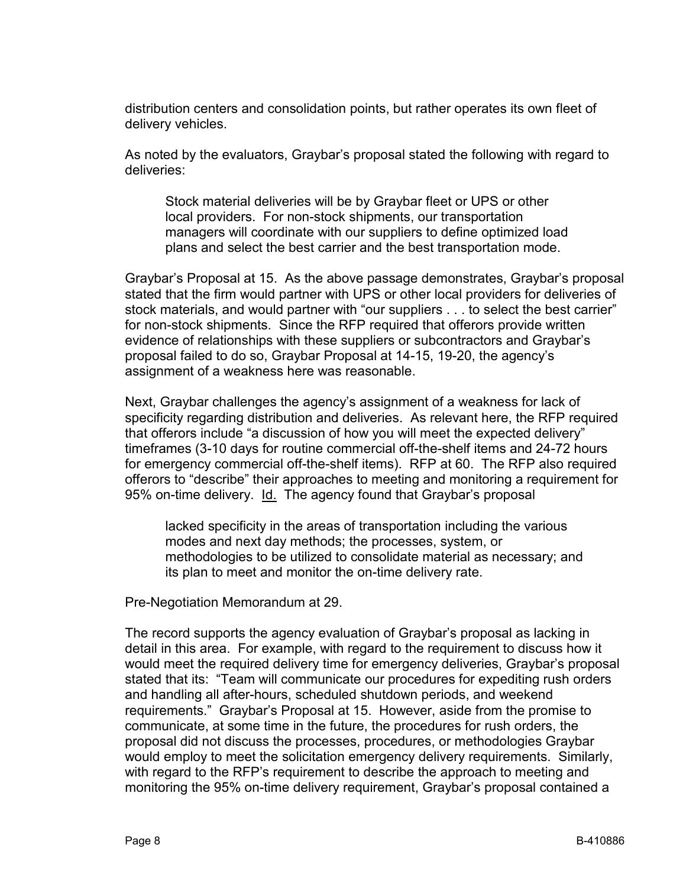distribution centers and consolidation points, but rather operates its own fleet of delivery vehicles.

As noted by the evaluators, Graybar's proposal stated the following with regard to deliveries:

> Stock material deliveries will be by Graybar fleet or UPS or other local providers. For non-stock shipments, our transportation managers will coordinate with our suppliers to define optimized load plans and select the best carrier and the best transportation mode.

Graybar's Proposal at 15. As the above passage demonstrates, Graybar's proposal stated that the firm would partner with UPS or other local providers for deliveries of stock materials, and would partner with "our suppliers . . . to select the best carrier" for non-stock shipments. Since the RFP required that offerors provide written evidence of relationships with these suppliers or subcontractors and Graybar's proposal failed to do so, Graybar Proposal at 14-15, 19-20, the agency's assignment of a weakness here was reasonable.

Next, Graybar challenges the agency's assignment of a weakness for lack of specificity regarding distribution and deliveries. As relevant here, the RFP required that offerors include "a discussion of how you will meet the expected delivery" timeframes (3-10 days for routine commercial off-the-shelf items and 24-72 hours for emergency commercial off-the-shelf items). RFP at 60. The RFP also required offerors to "describe" their approaches to meeting and monitoring a requirement for 95% on-time delivery. Id. The agency found that Graybar's proposal

> lacked specificity in the areas of transportation including the various modes and next day methods; the processes, system, or methodologies to be utilized to consolidate material as necessary; and its plan to meet and monitor the on-time delivery rate.

Pre-Negotiation Memorandum at 29.

The record supports the agency evaluation of Graybar's proposal as lacking in detail in this area. For example, with regard to the requirement to discuss how it would meet the required delivery time for emergency deliveries, Graybar's proposal stated that its: "Team will communicate our procedures for expediting rush orders and handling all after-hours, scheduled shutdown periods, and weekend requirements." Graybar's Proposal at 15. However, aside from the promise to communicate, at some time in the future, the procedures for rush orders, the proposal did not discuss the processes, procedures, or methodologies Graybar would employ to meet the solicitation emergency delivery requirements. Similarly, with regard to the RFP's requirement to describe the approach to meeting and monitoring the 95% on-time delivery requirement, Graybar's proposal contained a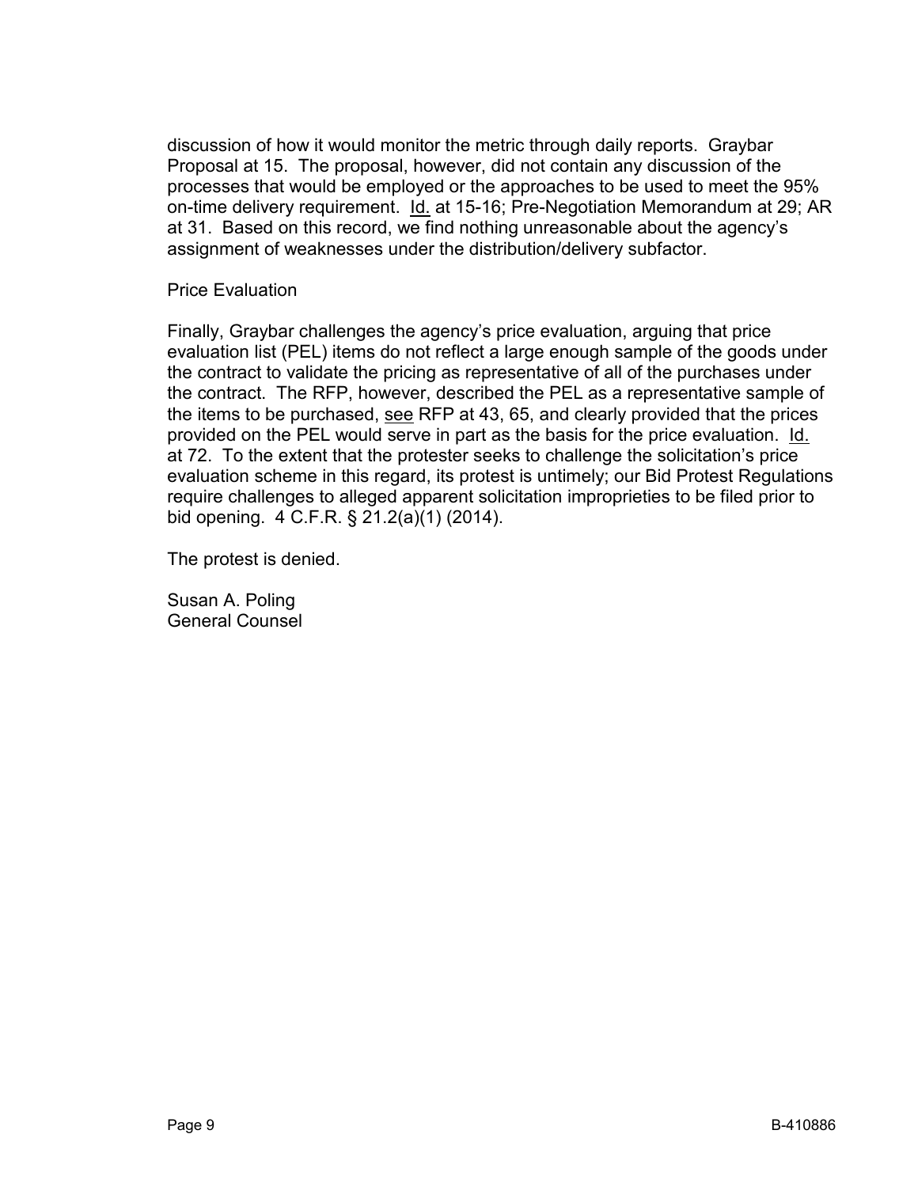discussion of how it would monitor the metric through daily reports. Graybar Proposal at 15. The proposal, however, did not contain any discussion of the processes that would be employed or the approaches to be used to meet the 95% on-time delivery requirement. Id. at 15-16; Pre-Negotiation Memorandum at 29; AR at 31. Based on this record, we find nothing unreasonable about the agency's assignment of weaknesses under the distribution/delivery subfactor.

Price Evaluation

Finally, Graybar challenges the agency's price evaluation, arguing that price evaluation list (PEL) items do not reflect a large enough sample of the goods under the contract to validate the pricing as representative of all of the purchases under the contract. The RFP, however, described the PEL as a representative sample of the items to be purchased, see RFP at 43, 65, and clearly provided that the prices provided on the PEL would serve in part as the basis for the price evaluation. Id. at 72. To the extent that the protester seeks to challenge the solicitation's price evaluation scheme in this regard, its protest is untimely; our Bid Protest Regulations require challenges to alleged apparent solicitation improprieties to be filed prior to bid opening. 4 C.F.R. § 21.2(a)(1) (2014).

The protest is denied.

Susan A. Poling
General Counsel